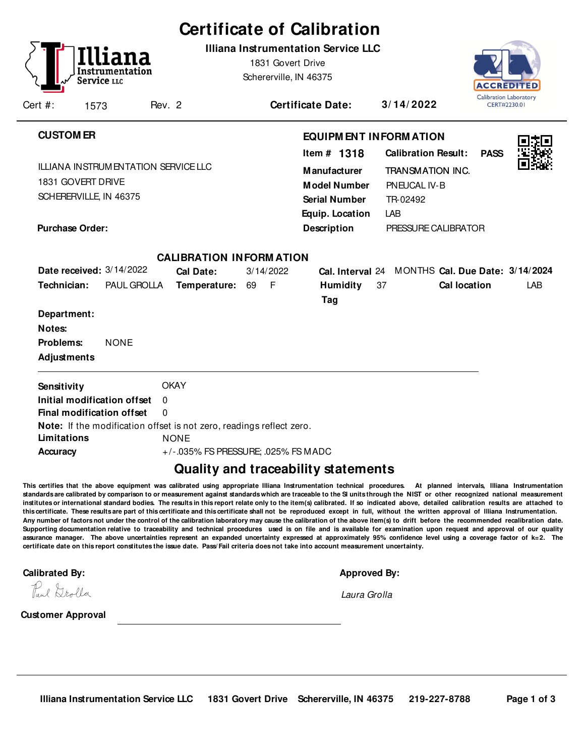# Certificate of Calibration

**Illiana Instrumentation Service LLC**
1831 Govert Drive
Schererville, IN 46375

Calibration Laboratory
CERT#2230.01

Cert #: 1573 Rev. 2 **Certificate Date:** **3/14/2022**

**CUSTOMER**

ILLIANA INSTRUMENTATION SERVICE LLC
1831 GOVERT DRIVE
SCHERERVILLE, IN 46375

**Purchase Order:**

**EQUIPMENT INFORMATION**

| | |
|---|---|
| **Item #** | **1318** |
| **Calibration Result:** | **PASS** |
| **Manufacturer** | TRANSMATION INC. |
| **Model Number** | PNEUCAL IV-B |
| **Serial Number** | TR-02492 |
| **Equip. Location** | LAB |
| **Description** | PRESSURE CALIBRATOR |

**CALIBRATION INFORMATION**

| | | | | | | | |
|---|---|---|---|---|---|---|---|
| **Date received:** | 3/14/2022 | **Cal Date:** | 3/14/2022 | **Cal. Interval** | 24 MONTHS | **Cal. Due Date:** | **3/14/2024** |
| **Technician:** | PAUL GROLLA | **Temperature:** | 69 F | **Humidity** | 37 | **Cal location** | LAB |
| | | | | **Tag** | | | |

**Department:**
**Notes:**
**Problems:** NONE
**Adjustments**

**Sensitivity** OKAY
**Initial modification offset** 0
**Final modification offset** 0
**Note:** If the modification offset is not zero, readings reflect zero.
**Limitations** NONE
**Accuracy** +/-.035% FS PRESSURE; .025% FS MADC

## Quality and traceability statements

**This certifies that the above equipment was calibrated using appropriate Illiana Instrumentation technical procedures. At planned intervals, Illiana Instrumentation standards are calibrated by comparison to or measurement against standards which are traceable to the SI units through the NIST or other recognized national measurement institutes or international standard bodies. The results in this report relate only to the item(s) calibrated. If so indicated above, detailed calibration results are attached to this certificate. These results are part of this certificate and this certificate shall not be reproduced except in full, without the written approval of Illiana Instrumentation. Any number of factors not under the control of the calibration laboratory may cause the calibration of the above item(s) to drift before the recommended recalibration date. Supporting documentation relative to traceability and technical procedures used is on file and is available for examination upon request and approval of our quality assurance manager. The above uncertainties represent an expanded uncertainty expressed at approximately 95% confidence level using a coverage factor of k=2. The certificate date on this report constitutes the issue date. Pass/Fail criteria does not take into account measurement uncertainty.**

**Calibrated By:** Paul Grolla

**Approved By:** *Laura Grolla*

**Customer Approval** ______________________________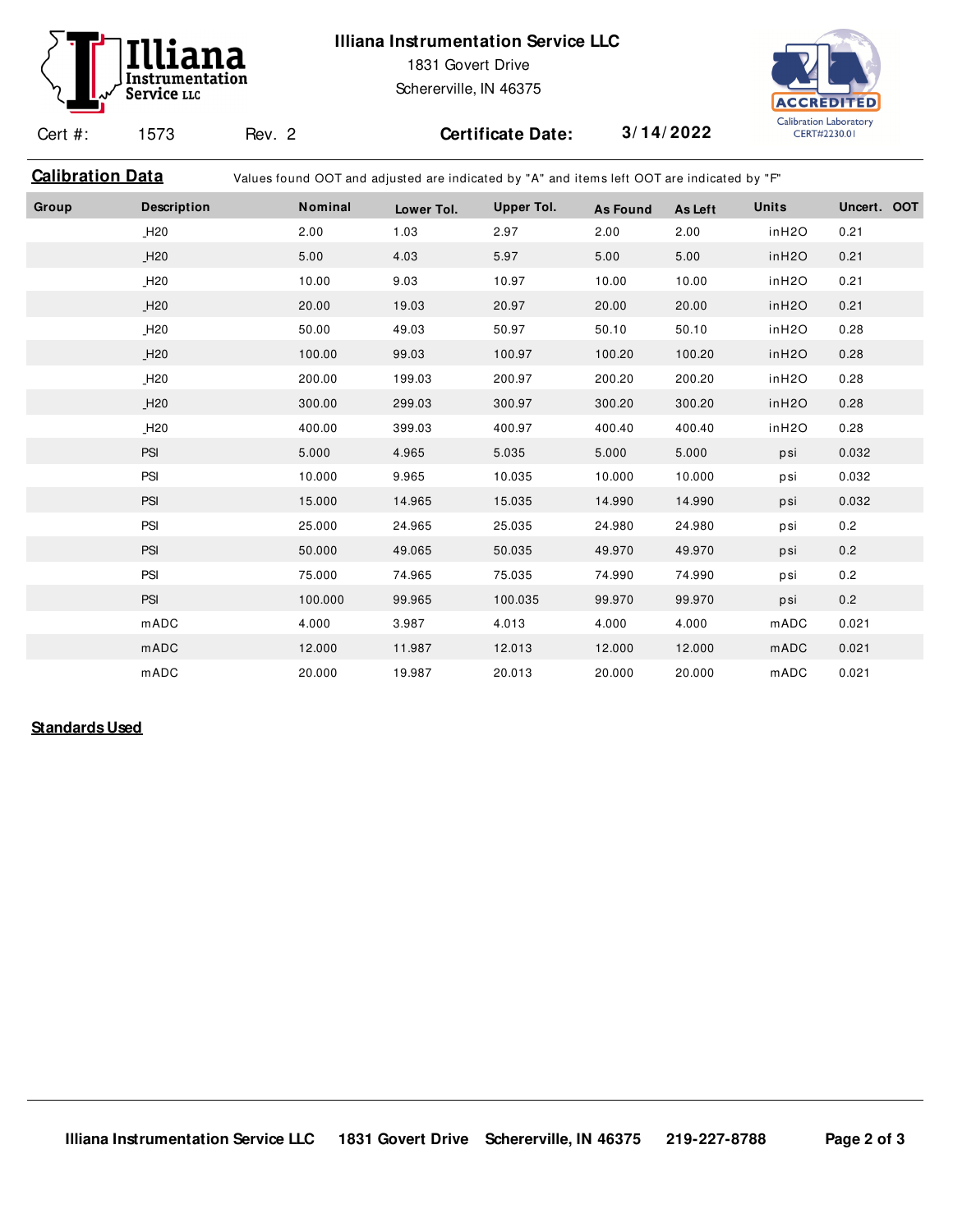**Illiana Instrumentation Service LLC**
1831 Govert Drive
Schererville, IN 46375

ACCREDITED
Calibration Laboratory
CERT#2230.01

Cert #: 1573 Rev. 2 **Certificate Date:** **3/14/2022**

## Calibration Data

Values found OOT and adjusted are indicated by "A" and items left OOT are indicated by "F"

| Group | Description | Nominal | Lower Tol. | Upper Tol. | As Found | As Left | Units | Uncert. | OOT |
|---|---|---|---|---|---|---|---|---|---|
| | _H20 | 2.00 | 1.03 | 2.97 | 2.00 | 2.00 | inH2O | 0.21 | |
| | _H20 | 5.00 | 4.03 | 5.97 | 5.00 | 5.00 | inH2O | 0.21 | |
| | _H20 | 10.00 | 9.03 | 10.97 | 10.00 | 10.00 | inH2O | 0.21 | |
| | _H20 | 20.00 | 19.03 | 20.97 | 20.00 | 20.00 | inH2O | 0.21 | |
| | _H20 | 50.00 | 49.03 | 50.97 | 50.10 | 50.10 | inH2O | 0.28 | |
| | _H20 | 100.00 | 99.03 | 100.97 | 100.20 | 100.20 | inH2O | 0.28 | |
| | _H20 | 200.00 | 199.03 | 200.97 | 200.20 | 200.20 | inH2O | 0.28 | |
| | _H20 | 300.00 | 299.03 | 300.97 | 300.20 | 300.20 | inH2O | 0.28 | |
| | _H20 | 400.00 | 399.03 | 400.97 | 400.40 | 400.40 | inH2O | 0.28 | |
| | PSI | 5.000 | 4.965 | 5.035 | 5.000 | 5.000 | psi | 0.032 | |
| | PSI | 10.000 | 9.965 | 10.035 | 10.000 | 10.000 | psi | 0.032 | |
| | PSI | 15.000 | 14.965 | 15.035 | 14.990 | 14.990 | psi | 0.032 | |
| | PSI | 25.000 | 24.965 | 25.035 | 24.980 | 24.980 | psi | 0.2 | |
| | PSI | 50.000 | 49.065 | 50.035 | 49.970 | 49.970 | psi | 0.2 | |
| | PSI | 75.000 | 74.965 | 75.035 | 74.990 | 74.990 | psi | 0.2 | |
| | PSI | 100.000 | 99.965 | 100.035 | 99.970 | 99.970 | psi | 0.2 | |
| | mADC | 4.000 | 3.987 | 4.013 | 4.000 | 4.000 | mADC | 0.021 | |
| | mADC | 12.000 | 11.987 | 12.013 | 12.000 | 12.000 | mADC | 0.021 | |
| | mADC | 20.000 | 19.987 | 20.013 | 20.000 | 20.000 | mADC | 0.021 | |

## Standards Used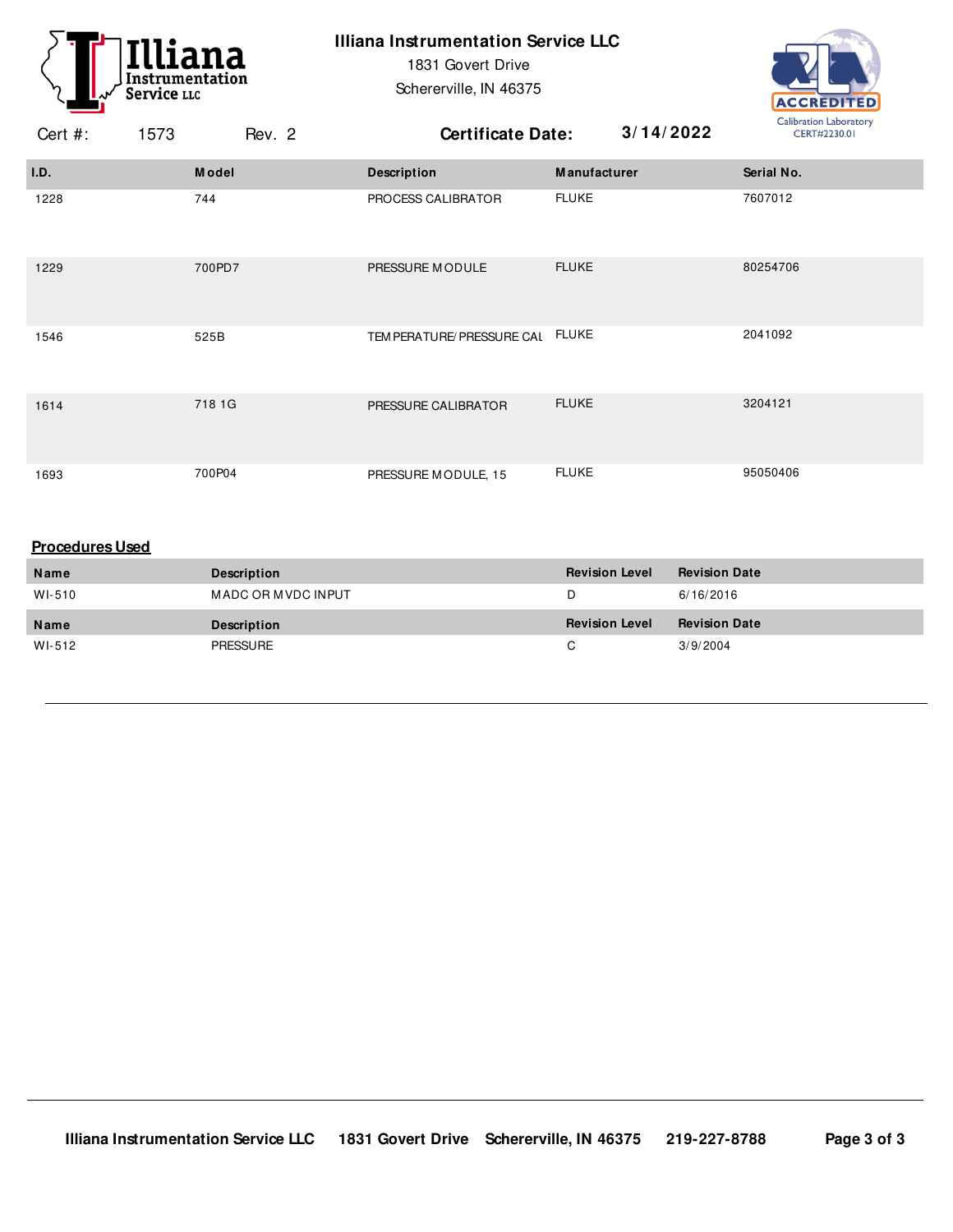**Illiana Instrumentation Service LLC**
1831 Govert Drive
Schererville, IN 46375

Calibration Laboratory CERT#2230.01

Cert #: 1573 Rev. 2 **Certificate Date:** **3/14/2022**

| I.D. | Model | Description | Manufacturer | Serial No. |
|---|---|---|---|---|
| 1228 | 744 | PROCESS CALIBRATOR | FLUKE | 7607012 |
| 1229 | 700PD7 | PRESSURE MODULE | FLUKE | 80254706 |
| 1546 | 525B | TEMPERATURE/PRESSURE CAL | FLUKE | 2041092 |
| 1614 | 718 1G | PRESSURE CALIBRATOR | FLUKE | 3204121 |
| 1693 | 700P04 | PRESSURE MODULE, 15 | FLUKE | 95050406 |

**Procedures Used**

| Name | Description | Revision Level | Revision Date |
|---|---|---|---|
| WI-510 | MADC OR MVDC INPUT | D | 6/16/2016 |
| WI-512 | PRESSURE | C | 3/9/2004 |